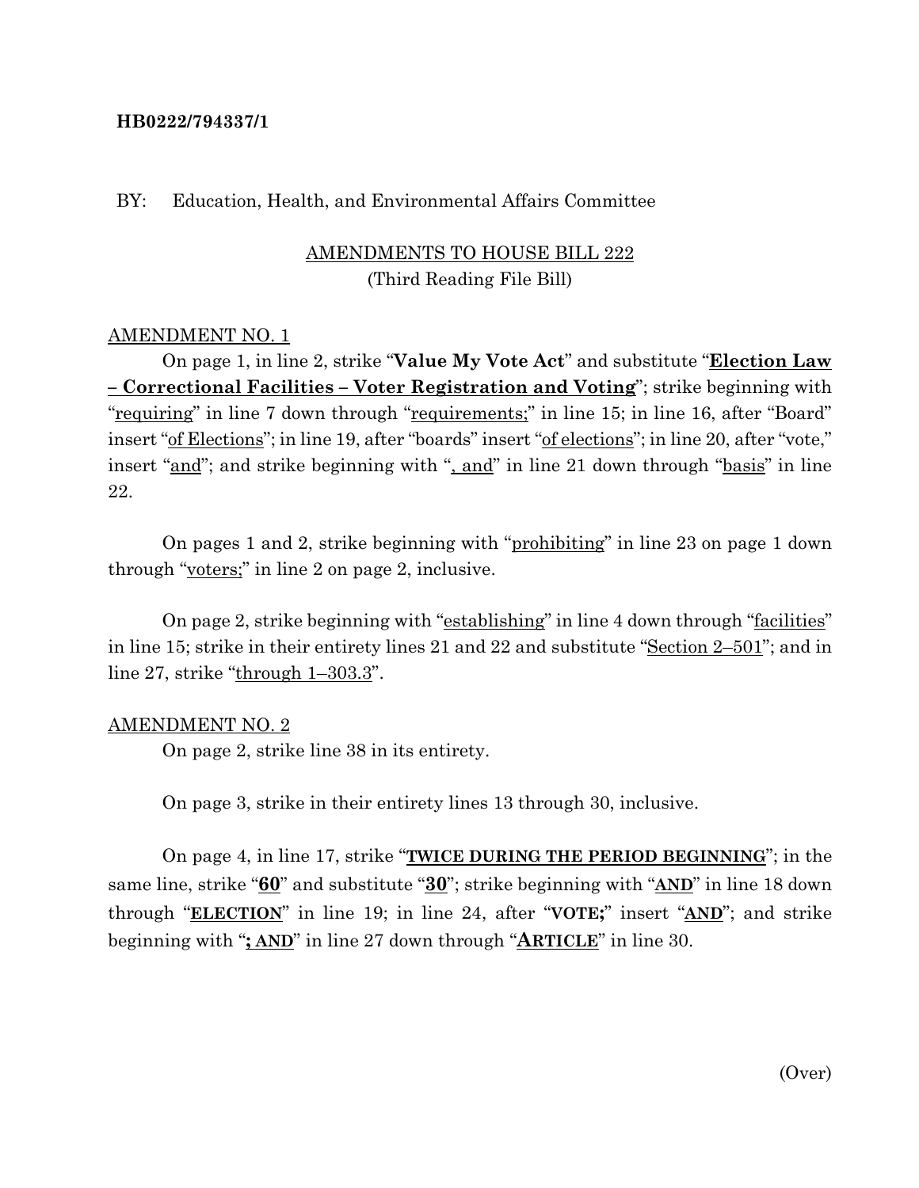**HB0222/794337/1**

BY: Education, Health, and Environmental Affairs Committee

<u>AMENDMENTS TO HOUSE BILL 222</u>
(Third Reading File Bill)

<u>AMENDMENT NO. 1</u>

On page 1, in line 2, strike "**Value My Vote Act**" and substitute "<u>**Election Law – Correctional Facilities – Voter Registration and Voting**</u>"; strike beginning with "<u>requiring</u>" in line 7 down through "<u>requirements;</u>" in line 15; in line 16, after "Board" insert "<u>of Elections</u>"; in line 19, after "boards" insert "<u>of elections</u>"; in line 20, after "vote," insert "<u>and</u>"; and strike beginning with "<u>, and</u>" in line 21 down through "<u>basis</u>" in line 22.

On pages 1 and 2, strike beginning with "<u>prohibiting</u>" in line 23 on page 1 down through "<u>voters;</u>" in line 2 on page 2, inclusive.

On page 2, strike beginning with "<u>establishing</u>" in line 4 down through "<u>facilities</u>" in line 15; strike in their entirety lines 21 and 22 and substitute "<u>Section 2–501</u>"; and in line 27, strike "<u>through 1–303.3</u>".

<u>AMENDMENT NO. 2</u>

On page 2, strike line 38 in its entirety.

On page 3, strike in their entirety lines 13 through 30, inclusive.

On page 4, in line 17, strike "<u>**TWICE DURING THE PERIOD BEGINNING**</u>"; in the same line, strike "<u>**60**</u>" and substitute "<u>**30**</u>"; strike beginning with "<u>**AND**</u>" in line 18 down through "<u>**ELECTION**</u>" in line 19; in line 24, after "**VOTE;**" insert "<u>**AND**</u>"; and strike beginning with "<u>**; AND**</u>" in line 27 down through "<u>**ARTICLE**</u>" in line 30.

(Over)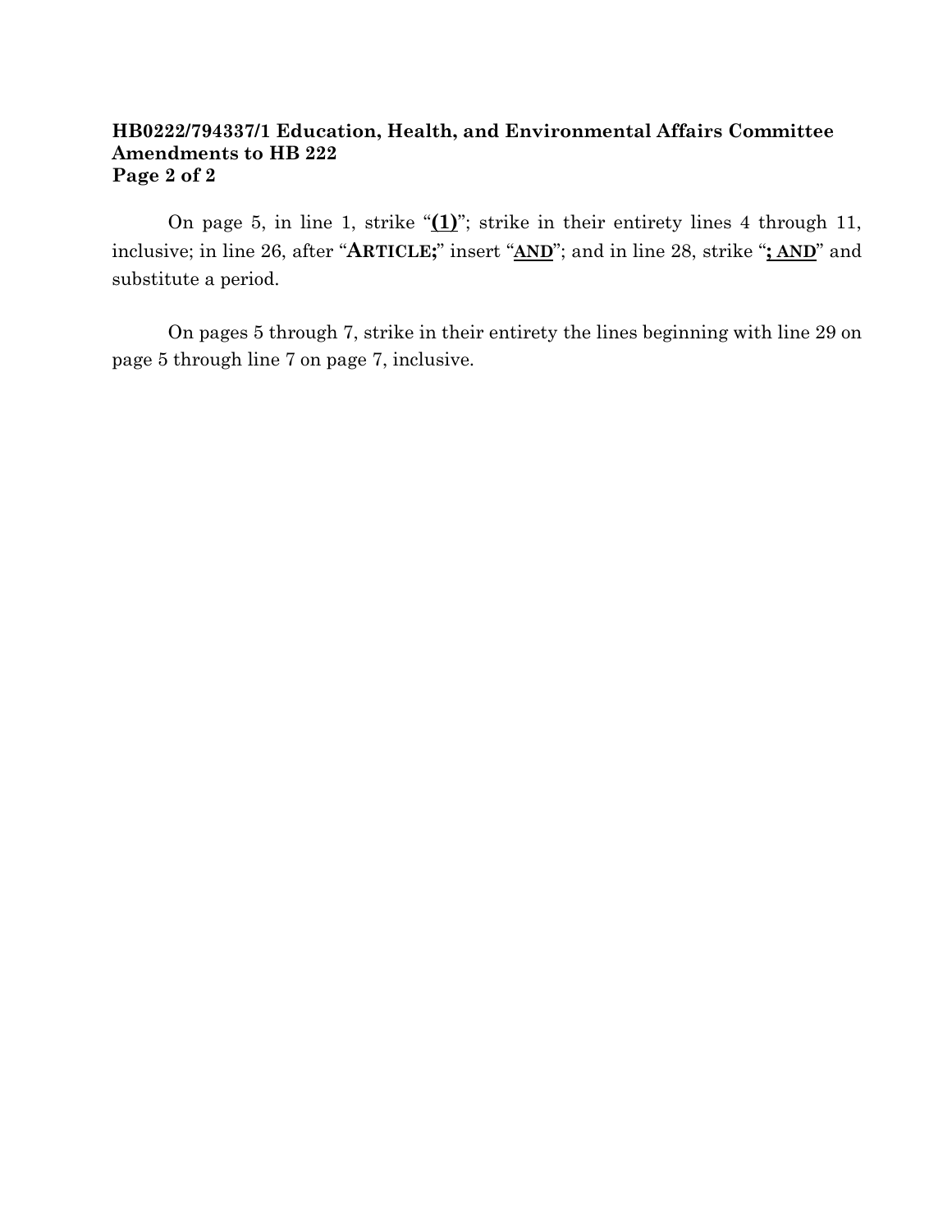On page 5, in line 1, strike "**(1)**"; strike in their entirety lines 4 through 11, inclusive; in line 26, after "**ARTICLE;**" insert "**AND**"; and in line 28, strike "**; AND**" and substitute a period.

On pages 5 through 7, strike in their entirety the lines beginning with line 29 on page 5 through line 7 on page 7, inclusive.